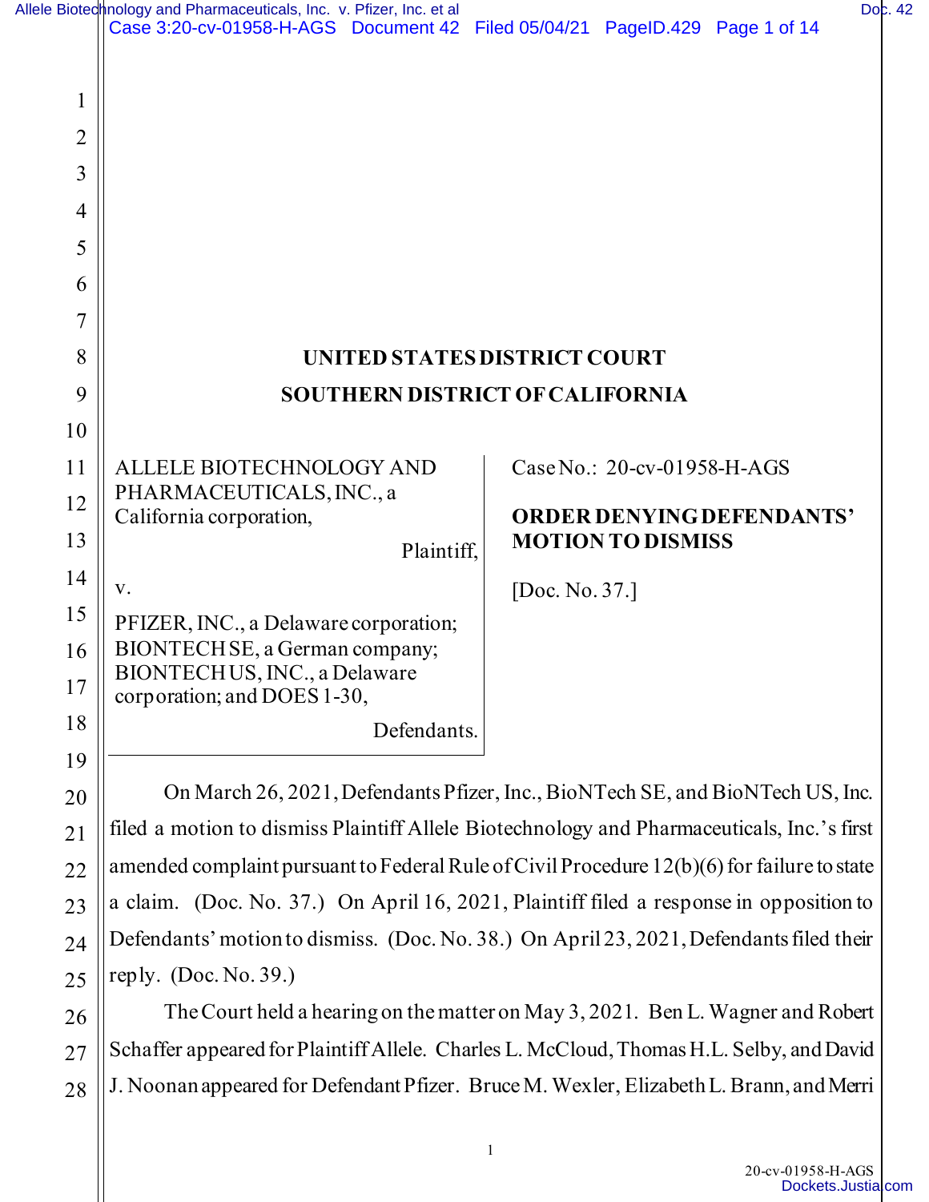# UNITED STATES DISTRICT COURT
# SOUTHERN DISTRICT OF CALIFORNIA

ALLELE BIOTECHNOLOGY AND PHARMACEUTICALS, INC., a California corporation,

Plaintiff,

v.

PFIZER, INC., a Delaware corporation; BIONTECH SE, a German company; BIONTECH US, INC., a Delaware corporation; and DOES 1-30,

Defendants.

Case No.: 20-cv-01958-H-AGS

**ORDER DENYING DEFENDANTS' MOTION TO DISMISS**

[Doc. No. 37.]

On March 26, 2021, Defendants Pfizer, Inc., BioNTech SE, and BioNTech US, Inc. filed a motion to dismiss Plaintiff Allele Biotechnology and Pharmaceuticals, Inc.'s first amended complaint pursuant to Federal Rule of Civil Procedure 12(b)(6) for failure to state a claim. (Doc. No. 37.) On April 16, 2021, Plaintiff filed a response in opposition to Defendants' motion to dismiss. (Doc. No. 38.) On April 23, 2021, Defendants filed their reply. (Doc. No. 39.)

The Court held a hearing on the matter on May 3, 2021. Ben L. Wagner and Robert Schaffer appeared for Plaintiff Allele. Charles L. McCloud, Thomas H.L. Selby, and David J. Noonan appeared for Defendant Pfizer. Bruce M. Wexler, Elizabeth L. Brann, and Merri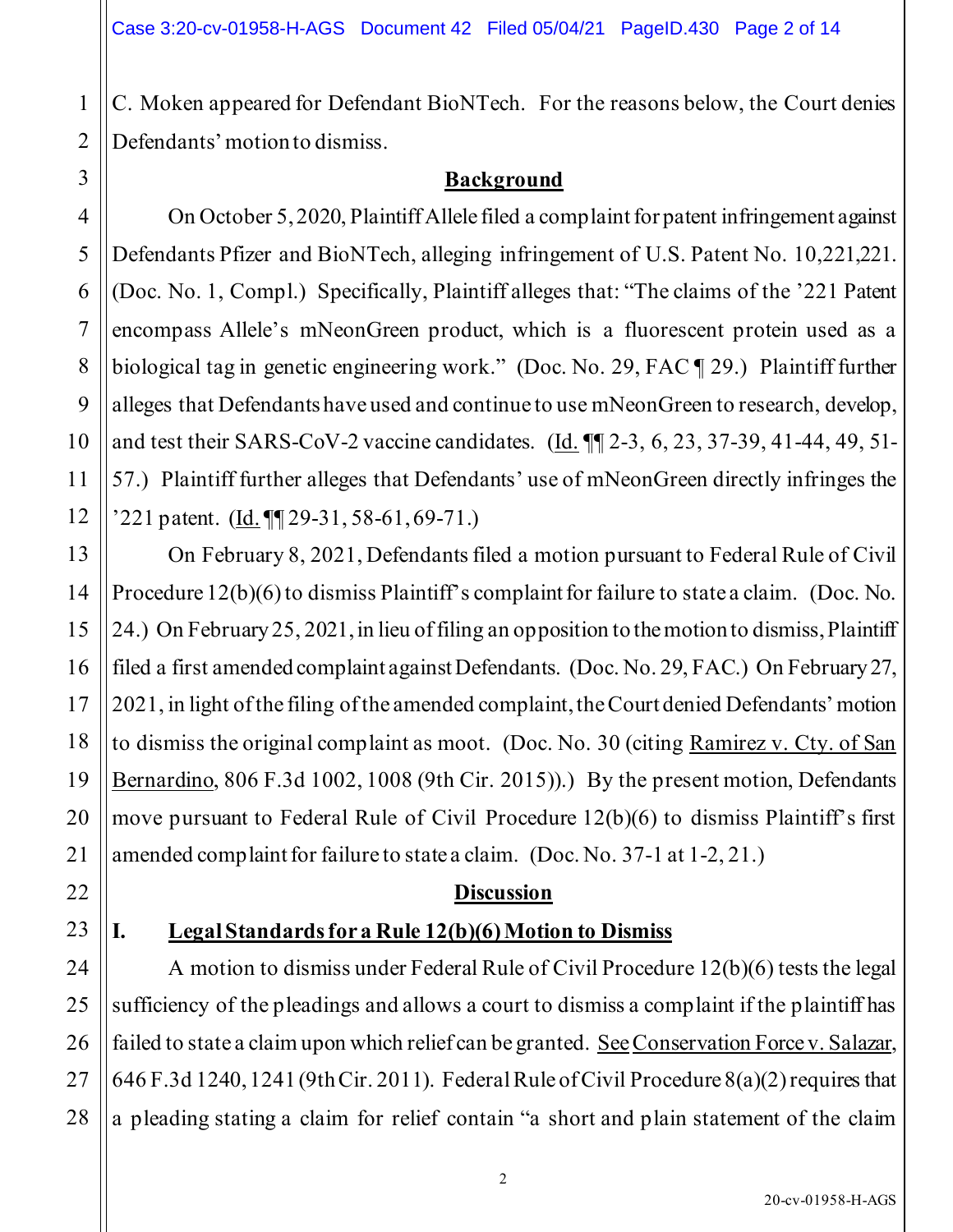C. Moken appeared for Defendant BioNTech. For the reasons below, the Court denies Defendants' motion to dismiss.

## Background

On October 5, 2020, Plaintiff Allele filed a complaint for patent infringement against Defendants Pfizer and BioNTech, alleging infringement of U.S. Patent No. 10,221,221. (Doc. No. 1, Compl.) Specifically, Plaintiff alleges that: "The claims of the '221 Patent encompass Allele's mNeonGreen product, which is a fluorescent protein used as a biological tag in genetic engineering work." (Doc. No. 29, FAC ¶ 29.) Plaintiff further alleges that Defendants have used and continue to use mNeonGreen to research, develop, and test their SARS-CoV-2 vaccine candidates. (Id. ¶¶ 2-3, 6, 23, 37-39, 41-44, 49, 51-57.) Plaintiff further alleges that Defendants' use of mNeonGreen directly infringes the '221 patent. (Id. ¶¶ 29-31, 58-61, 69-71.)

On February 8, 2021, Defendants filed a motion pursuant to Federal Rule of Civil Procedure 12(b)(6) to dismiss Plaintiff's complaint for failure to state a claim. (Doc. No. 24.) On February 25, 2021, in lieu of filing an opposition to the motion to dismiss, Plaintiff filed a first amended complaint against Defendants. (Doc. No. 29, FAC.) On February 27, 2021, in light of the filing of the amended complaint, the Court denied Defendants' motion to dismiss the original complaint as moot. (Doc. No. 30 (citing Ramirez v. Cty. of San Bernardino, 806 F.3d 1002, 1008 (9th Cir. 2015)).) By the present motion, Defendants move pursuant to Federal Rule of Civil Procedure 12(b)(6) to dismiss Plaintiff's first amended complaint for failure to state a claim. (Doc. No. 37-1 at 1-2, 21.)

## Discussion

### I. Legal Standards for a Rule 12(b)(6) Motion to Dismiss

A motion to dismiss under Federal Rule of Civil Procedure 12(b)(6) tests the legal sufficiency of the pleadings and allows a court to dismiss a complaint if the plaintiff has failed to state a claim upon which relief can be granted. See Conservation Force v. Salazar, 646 F.3d 1240, 1241 (9th Cir. 2011). Federal Rule of Civil Procedure 8(a)(2) requires that a pleading stating a claim for relief contain "a short and plain statement of the claim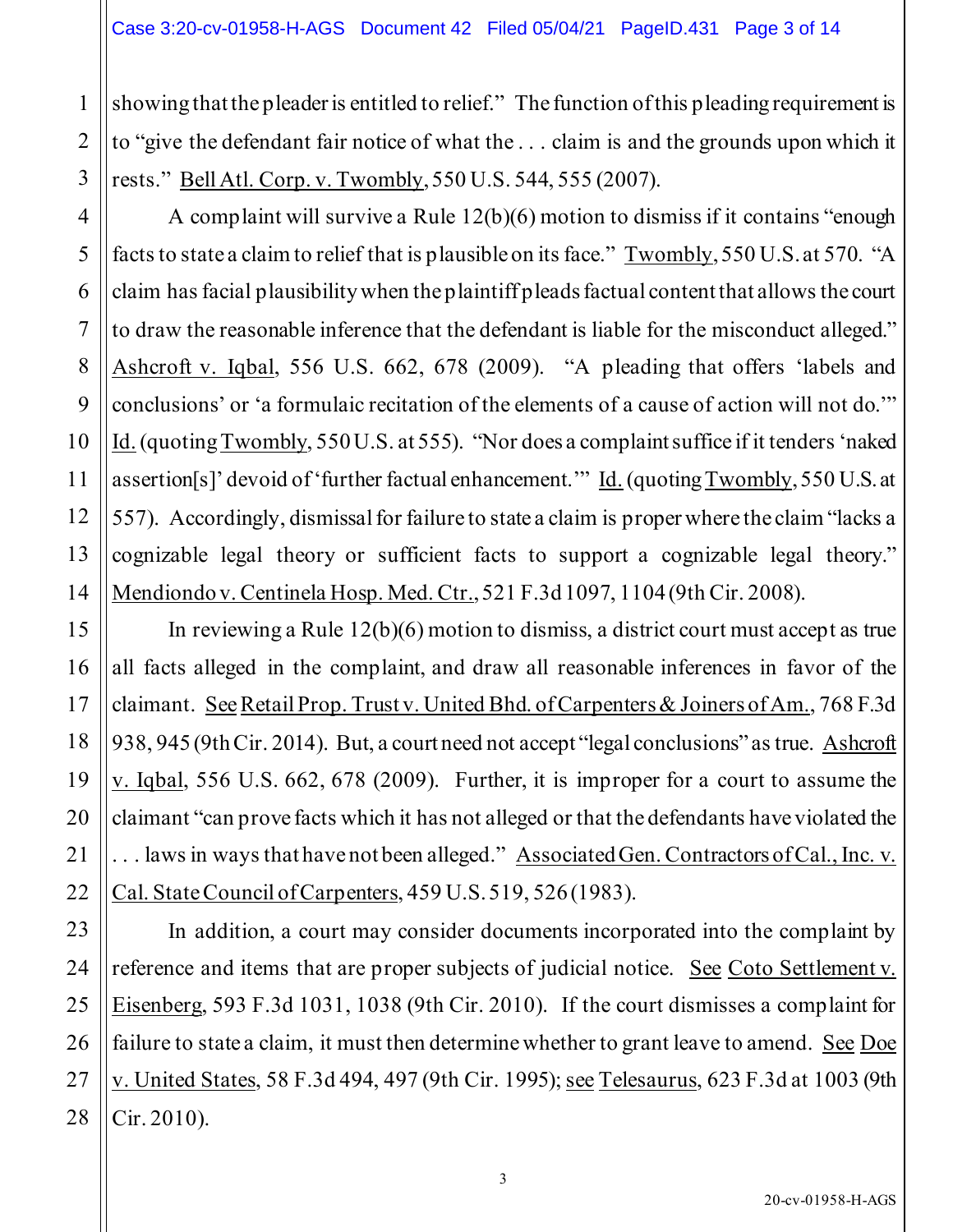showing that the pleader is entitled to relief." The function of this pleading requirement is to "give the defendant fair notice of what the . . . claim is and the grounds upon which it rests." Bell Atl. Corp. v. Twombly, 550 U.S. 544, 555 (2007).

A complaint will survive a Rule 12(b)(6) motion to dismiss if it contains "enough facts to state a claim to relief that is plausible on its face." Twombly, 550 U.S. at 570. "A claim has facial plausibility when the plaintiff pleads factual content that allows the court to draw the reasonable inference that the defendant is liable for the misconduct alleged." Ashcroft v. Iqbal, 556 U.S. 662, 678 (2009). "A pleading that offers 'labels and conclusions' or 'a formulaic recitation of the elements of a cause of action will not do.'" Id. (quoting Twombly, 550 U.S. at 555). "Nor does a complaint suffice if it tenders 'naked assertion[s]' devoid of 'further factual enhancement.'" Id. (quoting Twombly, 550 U.S. at 557). Accordingly, dismissal for failure to state a claim is proper where the claim "lacks a cognizable legal theory or sufficient facts to support a cognizable legal theory." Mendiondo v. Centinela Hosp. Med. Ctr., 521 F.3d 1097, 1104 (9th Cir. 2008).

In reviewing a Rule 12(b)(6) motion to dismiss, a district court must accept as true all facts alleged in the complaint, and draw all reasonable inferences in favor of the claimant. See Retail Prop. Trust v. United Bhd. of Carpenters & Joiners of Am., 768 F.3d 938, 945 (9th Cir. 2014). But, a court need not accept "legal conclusions" as true. Ashcroft v. Iqbal, 556 U.S. 662, 678 (2009). Further, it is improper for a court to assume the claimant "can prove facts which it has not alleged or that the defendants have violated the . . . laws in ways that have not been alleged." Associated Gen. Contractors of Cal., Inc. v. Cal. State Council of Carpenters, 459 U.S. 519, 526 (1983).

In addition, a court may consider documents incorporated into the complaint by reference and items that are proper subjects of judicial notice. See Coto Settlement v. Eisenberg, 593 F.3d 1031, 1038 (9th Cir. 2010). If the court dismisses a complaint for failure to state a claim, it must then determine whether to grant leave to amend. See Doe v. United States, 58 F.3d 494, 497 (9th Cir. 1995); see Telesaurus, 623 F.3d at 1003 (9th Cir. 2010).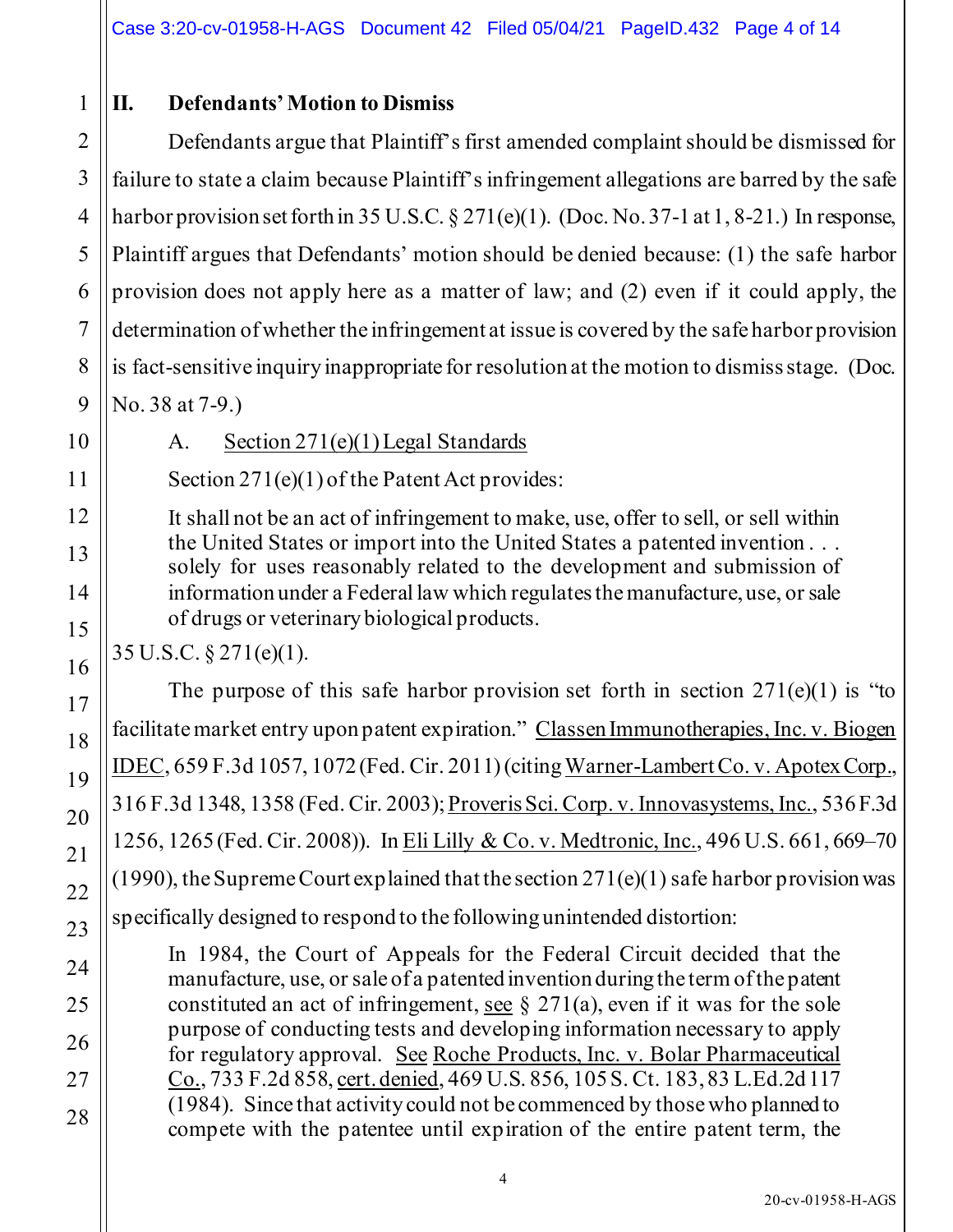## II. Defendants' Motion to Dismiss

Defendants argue that Plaintiff's first amended complaint should be dismissed for failure to state a claim because Plaintiff's infringement allegations are barred by the safe harbor provision set forth in 35 U.S.C. § 271(e)(1). (Doc. No. 37-1 at 1, 8-21.) In response, Plaintiff argues that Defendants' motion should be denied because: (1) the safe harbor provision does not apply here as a matter of law; and (2) even if it could apply, the determination of whether the infringement at issue is covered by the safe harbor provision is fact-sensitive inquiry inappropriate for resolution at the motion to dismiss stage. (Doc. No. 38 at 7-9.)

### A. Section 271(e)(1) Legal Standards

Section 271(e)(1) of the Patent Act provides:

> It shall not be an act of infringement to make, use, offer to sell, or sell within the United States or import into the United States a patented invention . . . solely for uses reasonably related to the development and submission of information under a Federal law which regulates the manufacture, use, or sale of drugs or veterinary biological products.

35 U.S.C. § 271(e)(1).

The purpose of this safe harbor provision set forth in section 271(e)(1) is "to facilitate market entry upon patent expiration." Classen Immunotherapies, Inc. v. Biogen IDEC, 659 F.3d 1057, 1072 (Fed. Cir. 2011) (citing Warner-Lambert Co. v. Apotex Corp., 316 F.3d 1348, 1358 (Fed. Cir. 2003); Proveris Sci. Corp. v. Innovasystems, Inc., 536 F.3d 1256, 1265 (Fed. Cir. 2008)). In Eli Lilly & Co. v. Medtronic, Inc., 496 U.S. 661, 669–70 (1990), the Supreme Court explained that the section 271(e)(1) safe harbor provision was specifically designed to respond to the following unintended distortion:

> In 1984, the Court of Appeals for the Federal Circuit decided that the manufacture, use, or sale of a patented invention during the term of the patent constituted an act of infringement, see § 271(a), even if it was for the sole purpose of conducting tests and developing information necessary to apply for regulatory approval. See Roche Products, Inc. v. Bolar Pharmaceutical Co., 733 F.2d 858, cert. denied, 469 U.S. 856, 105 S. Ct. 183, 83 L.Ed.2d 117 (1984). Since that activity could not be commenced by those who planned to compete with the patentee until expiration of the entire patent term, the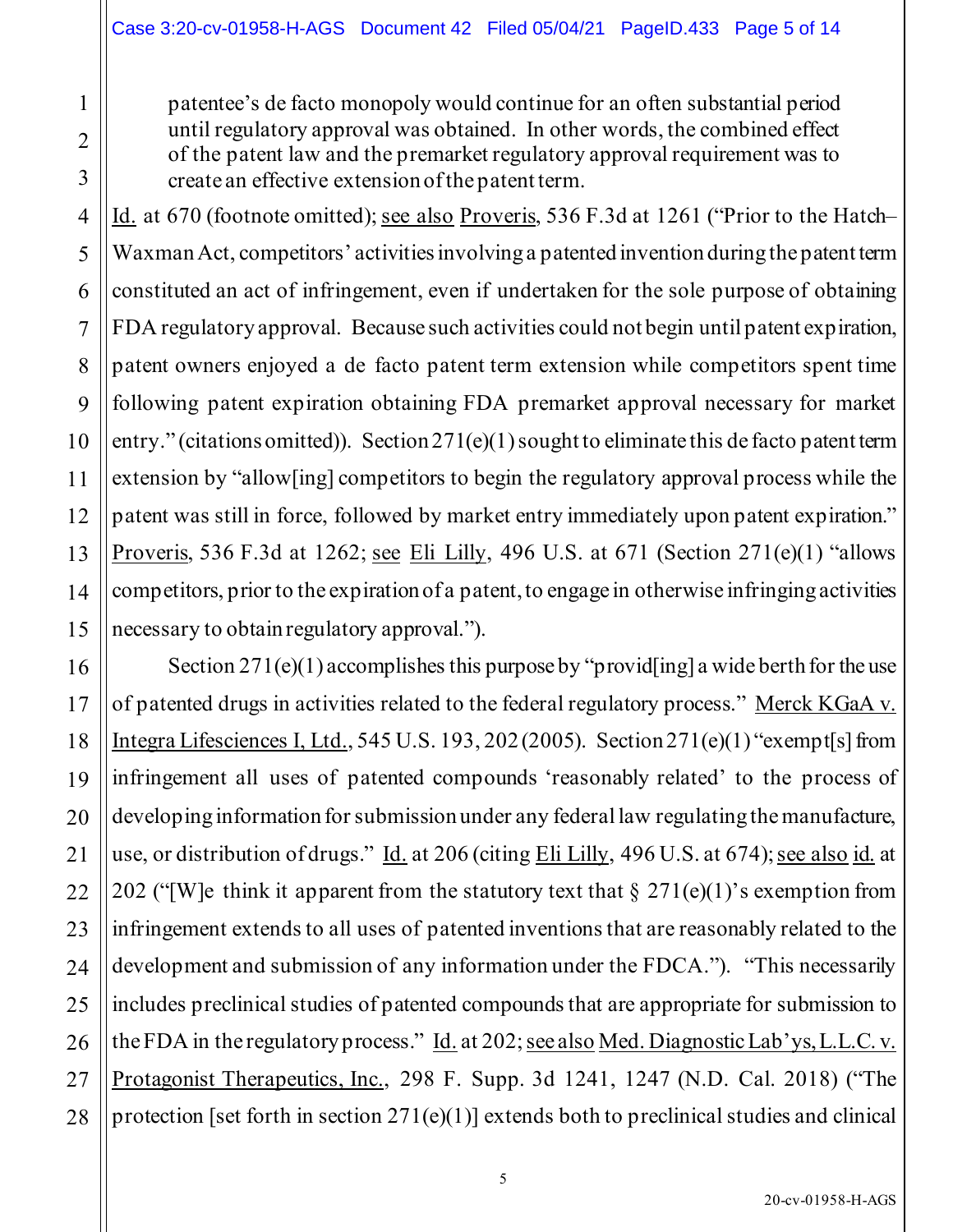> patentee's de facto monopoly would continue for an often substantial period until regulatory approval was obtained. In other words, the combined effect of the patent law and the premarket regulatory approval requirement was to create an effective extension of the patent term.

Id. at 670 (footnote omitted); see also Proveris, 536 F.3d at 1261 ("Prior to the Hatch–Waxman Act, competitors' activities involving a patented invention during the patent term constituted an act of infringement, even if undertaken for the sole purpose of obtaining FDA regulatory approval. Because such activities could not begin until patent expiration, patent owners enjoyed a de facto patent term extension while competitors spent time following patent expiration obtaining FDA premarket approval necessary for market entry." (citations omitted)). Section 271(e)(1) sought to eliminate this de facto patent term extension by "allow[ing] competitors to begin the regulatory approval process while the patent was still in force, followed by market entry immediately upon patent expiration." Proveris, 536 F.3d at 1262; see Eli Lilly, 496 U.S. at 671 (Section 271(e)(1) "allows competitors, prior to the expiration of a patent, to engage in otherwise infringing activities necessary to obtain regulatory approval.").

Section 271(e)(1) accomplishes this purpose by "provid[ing] a wide berth for the use of patented drugs in activities related to the federal regulatory process." Merck KGaA v. Integra Lifesciences I, Ltd., 545 U.S. 193, 202 (2005). Section 271(e)(1) "exempt[s] from infringement all uses of patented compounds 'reasonably related' to the process of developing information for submission under any federal law regulating the manufacture, use, or distribution of drugs." Id. at 206 (citing Eli Lilly, 496 U.S. at 674); see also id. at 202 ("[W]e think it apparent from the statutory text that § 271(e)(1)'s exemption from infringement extends to all uses of patented inventions that are reasonably related to the development and submission of any information under the FDCA."). "This necessarily includes preclinical studies of patented compounds that are appropriate for submission to the FDA in the regulatory process." Id. at 202; see also Med. Diagnostic Lab'ys, L.L.C. v. Protagonist Therapeutics, Inc., 298 F. Supp. 3d 1241, 1247 (N.D. Cal. 2018) ("The protection [set forth in section 271(e)(1)] extends both to preclinical studies and clinical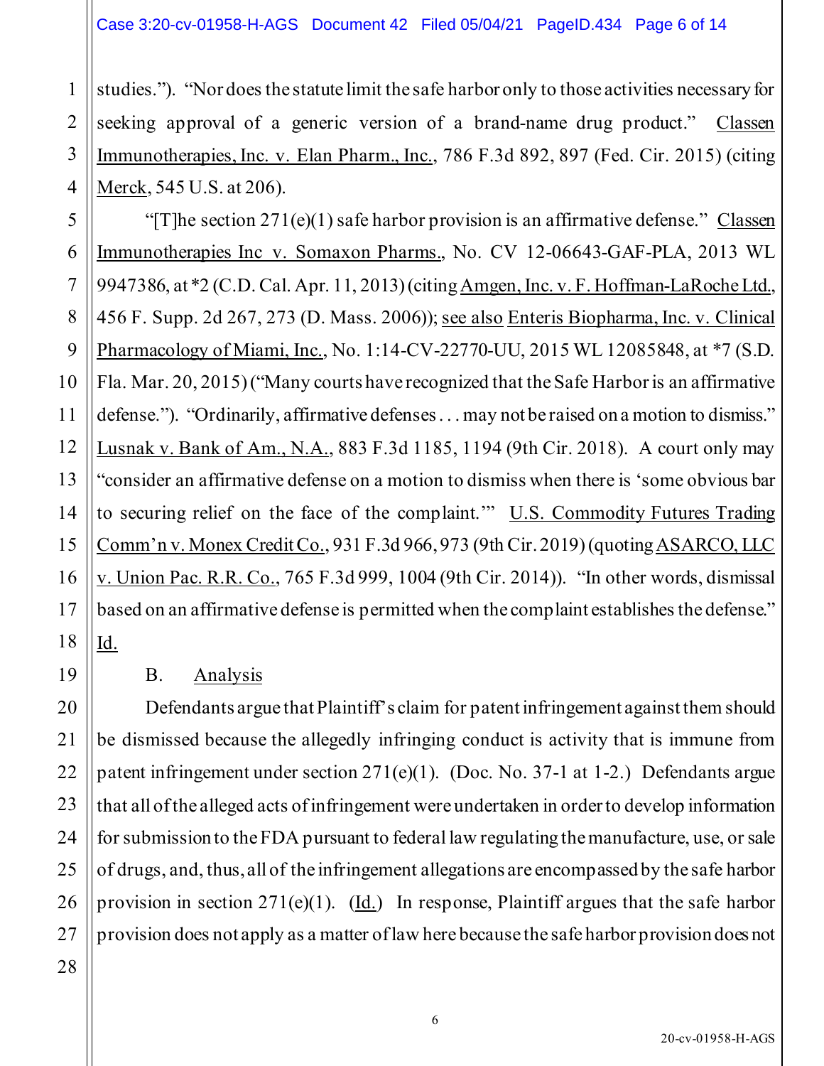studies."). "Nor does the statute limit the safe harbor only to those activities necessary for seeking approval of a generic version of a brand-name drug product." Classen Immunotherapies, Inc. v. Elan Pharm., Inc., 786 F.3d 892, 897 (Fed. Cir. 2015) (citing Merck, 545 U.S. at 206).

"[T]he section 271(e)(1) safe harbor provision is an affirmative defense." Classen Immunotherapies Inc v. Somaxon Pharms., No. CV 12-06643-GAF-PLA, 2013 WL 9947386, at *2 (C.D. Cal. Apr. 11, 2013) (citing Amgen, Inc. v. F. Hoffman-LaRoche Ltd., 456 F. Supp. 2d 267, 273 (D. Mass. 2006)); see also Enteris Biopharma, Inc. v. Clinical Pharmacology of Miami, Inc., No. 1:14-CV-22770-UU, 2015 WL 12085848, at *7 (S.D. Fla. Mar. 20, 2015) ("Many courts have recognized that the Safe Harbor is an affirmative defense."). "Ordinarily, affirmative defenses . . . may not be raised on a motion to dismiss." Lusnak v. Bank of Am., N.A., 883 F.3d 1185, 1194 (9th Cir. 2018). A court only may "consider an affirmative defense on a motion to dismiss when there is 'some obvious bar to securing relief on the face of the complaint.'" U.S. Commodity Futures Trading Comm'n v. Monex Credit Co., 931 F.3d 966, 973 (9th Cir. 2019) (quoting ASARCO, LLC v. Union Pac. R.R. Co., 765 F.3d 999, 1004 (9th Cir. 2014)). "In other words, dismissal based on an affirmative defense is permitted when the complaint establishes the defense." Id.

B. Analysis

Defendants argue that Plaintiff's claim for patent infringement against them should be dismissed because the allegedly infringing conduct is activity that is immune from patent infringement under section 271(e)(1). (Doc. No. 37-1 at 1-2.) Defendants argue that all of the alleged acts of infringement were undertaken in order to develop information for submission to the FDA pursuant to federal law regulating the manufacture, use, or sale of drugs, and, thus, all of the infringement allegations are encompassed by the safe harbor provision in section 271(e)(1). (Id.) In response, Plaintiff argues that the safe harbor provision does not apply as a matter of law here because the safe harbor provision does not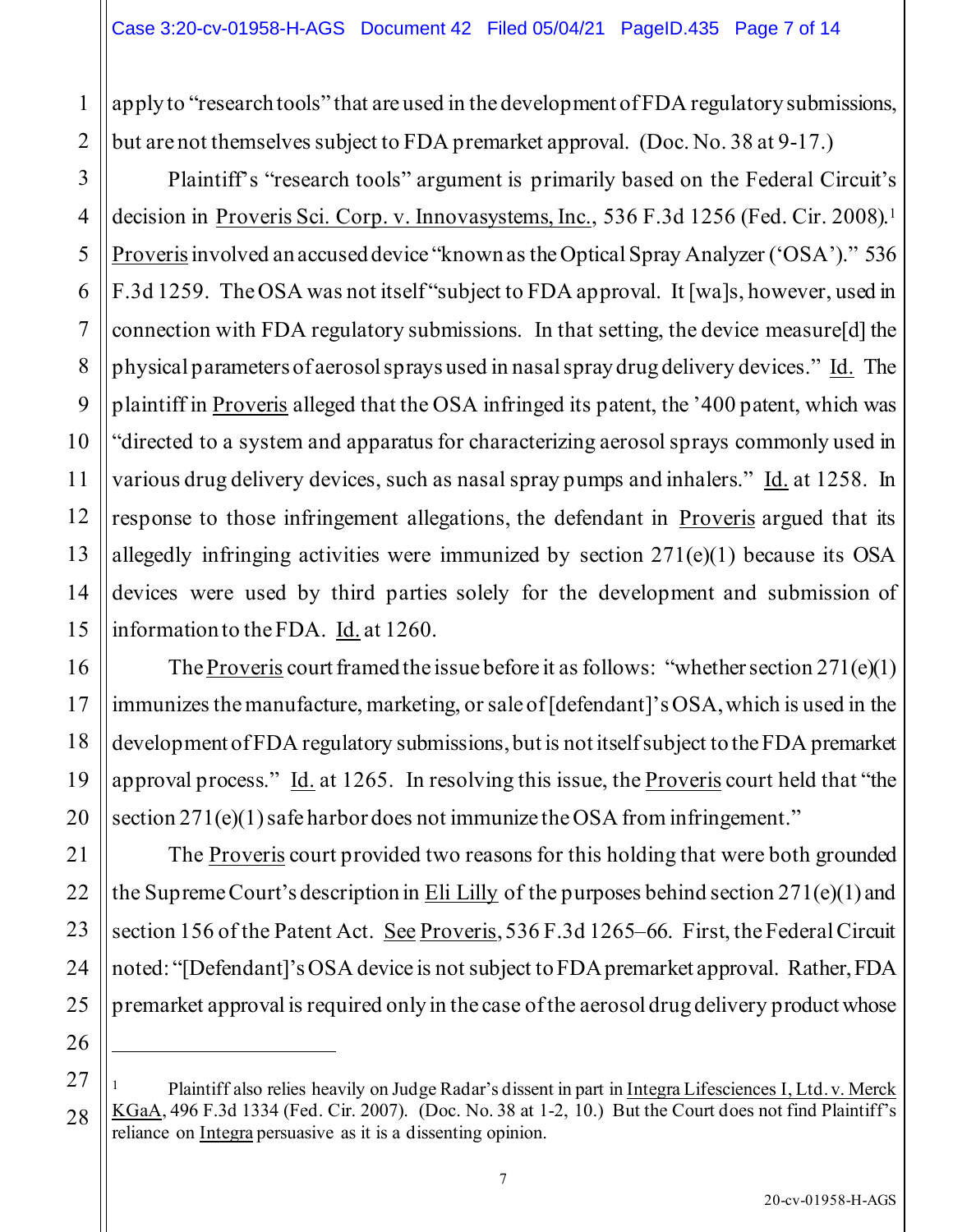apply to "research tools" that are used in the development of FDA regulatory submissions, but are not themselves subject to FDA premarket approval. (Doc. No. 38 at 9-17.)

Plaintiff's "research tools" argument is primarily based on the Federal Circuit's decision in Proveris Sci. Corp. v. Innovasystems, Inc., 536 F.3d 1256 (Fed. Cir. 2008).[1] Proveris involved an accused device "known as the Optical Spray Analyzer ('OSA')." 536 F.3d 1259. The OSA was not itself "subject to FDA approval. It [wa]s, however, used in connection with FDA regulatory submissions. In that setting, the device measure[d] the physical parameters of aerosol sprays used in nasal spray drug delivery devices." Id. The plaintiff in Proveris alleged that the OSA infringed its patent, the '400 patent, which was "directed to a system and apparatus for characterizing aerosol sprays commonly used in various drug delivery devices, such as nasal spray pumps and inhalers." Id. at 1258. In response to those infringement allegations, the defendant in Proveris argued that its allegedly infringing activities were immunized by section 271(e)(1) because its OSA devices were used by third parties solely for the development and submission of information to the FDA. Id. at 1260.

The Proveris court framed the issue before it as follows: "whether section 271(e)(1) immunizes the manufacture, marketing, or sale of [defendant]'s OSA, which is used in the development of FDA regulatory submissions, but is not itself subject to the FDA premarket approval process." Id. at 1265. In resolving this issue, the Proveris court held that "the section 271(e)(1) safe harbor does not immunize the OSA from infringement."

The Proveris court provided two reasons for this holding that were both grounded the Supreme Court's description in Eli Lilly of the purposes behind section 271(e)(1) and section 156 of the Patent Act. See Proveris, 536 F.3d 1265–66. First, the Federal Circuit noted: "[Defendant]'s OSA device is not subject to FDA premarket approval. Rather, FDA premarket approval is required only in the case of the aerosol drug delivery product whose

---

[1] Plaintiff also relies heavily on Judge Radar's dissent in part in Integra Lifesciences I, Ltd. v. Merck KGaA, 496 F.3d 1334 (Fed. Cir. 2007). (Doc. No. 38 at 1-2, 10.) But the Court does not find Plaintiff's reliance on Integra persuasive as it is a dissenting opinion.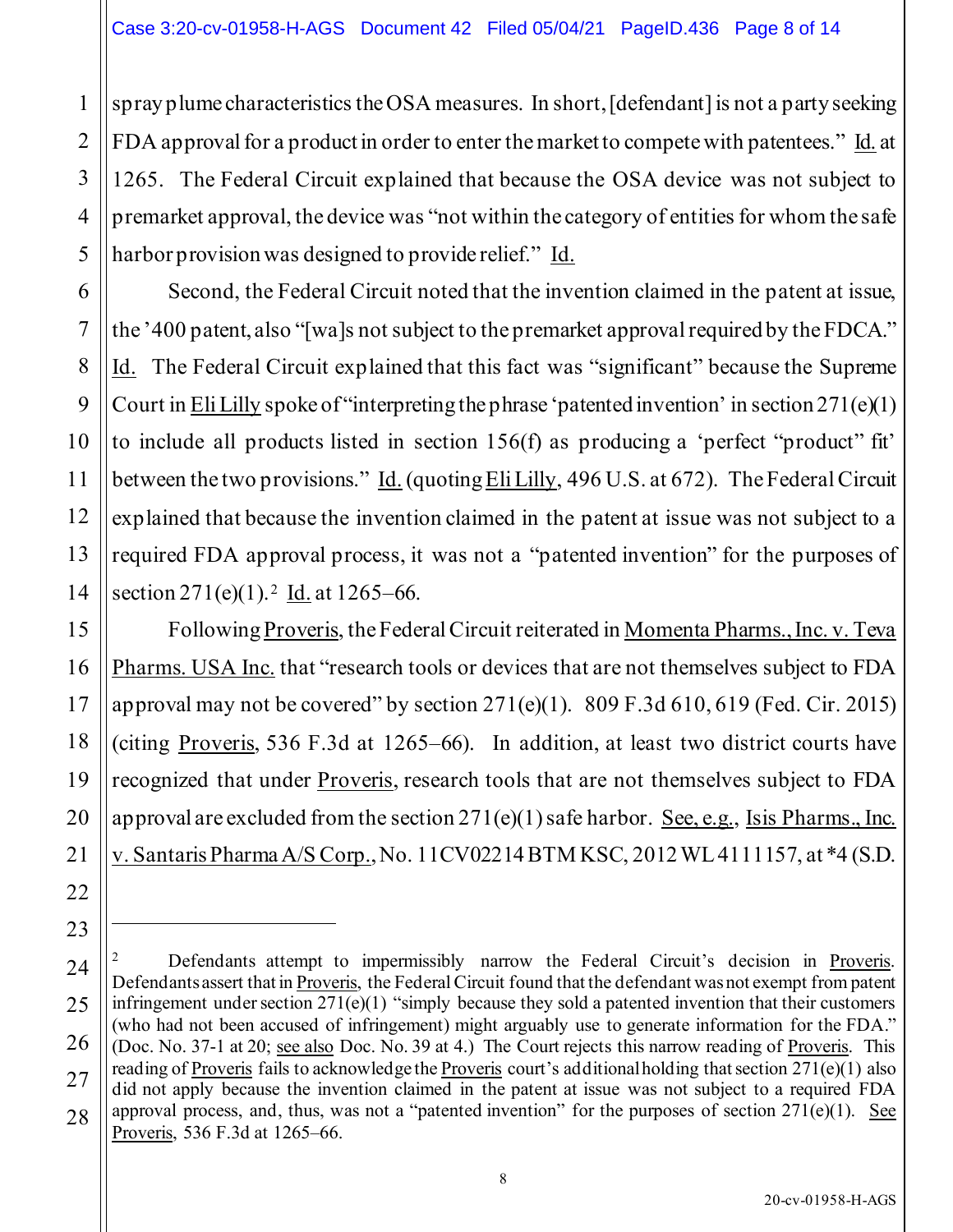spray plume characteristics the OSA measures. In short, [defendant] is not a party seeking FDA approval for a product in order to enter the market to compete with patentees." Id. at 1265. The Federal Circuit explained that because the OSA device was not subject to premarket approval, the device was "not within the category of entities for whom the safe harbor provision was designed to provide relief." Id.

Second, the Federal Circuit noted that the invention claimed in the patent at issue, the '400 patent, also "[wa]s not subject to the premarket approval required by the FDCA." Id. The Federal Circuit explained that this fact was "significant" because the Supreme Court in Eli Lilly spoke of "interpreting the phrase 'patented invention' in section 271(e)(1) to include all products listed in section 156(f) as producing a 'perfect "product" fit' between the two provisions." Id. (quoting Eli Lilly, 496 U.S. at 672). The Federal Circuit explained that because the invention claimed in the patent at issue was not subject to a required FDA approval process, it was not a "patented invention" for the purposes of section 271(e)(1).[2] Id. at 1265–66.

Following Proveris, the Federal Circuit reiterated in Momenta Pharms., Inc. v. Teva Pharms. USA Inc. that "research tools or devices that are not themselves subject to FDA approval may not be covered" by section 271(e)(1). 809 F.3d 610, 619 (Fed. Cir. 2015) (citing Proveris, 536 F.3d at 1265–66). In addition, at least two district courts have recognized that under Proveris, research tools that are not themselves subject to FDA approval are excluded from the section 271(e)(1) safe harbor. See, e.g., Isis Pharms., Inc. v. Santaris Pharma A/S Corp., No. 11CV02214 BTM KSC, 2012 WL 4111157, at *4 (S.D.

---

[2] Defendants attempt to impermissibly narrow the Federal Circuit's decision in Proveris. Defendants assert that in Proveris, the Federal Circuit found that the defendant was not exempt from patent infringement under section 271(e)(1) "simply because they sold a patented invention that their customers (who had not been accused of infringement) might arguably use to generate information for the FDA." (Doc. No. 37-1 at 20; see also Doc. No. 39 at 4.) The Court rejects this narrow reading of Proveris. This reading of Proveris fails to acknowledge the Proveris court's additional holding that section 271(e)(1) also did not apply because the invention claimed in the patent at issue was not subject to a required FDA approval process, and, thus, was not a "patented invention" for the purposes of section 271(e)(1). See Proveris, 536 F.3d at 1265–66.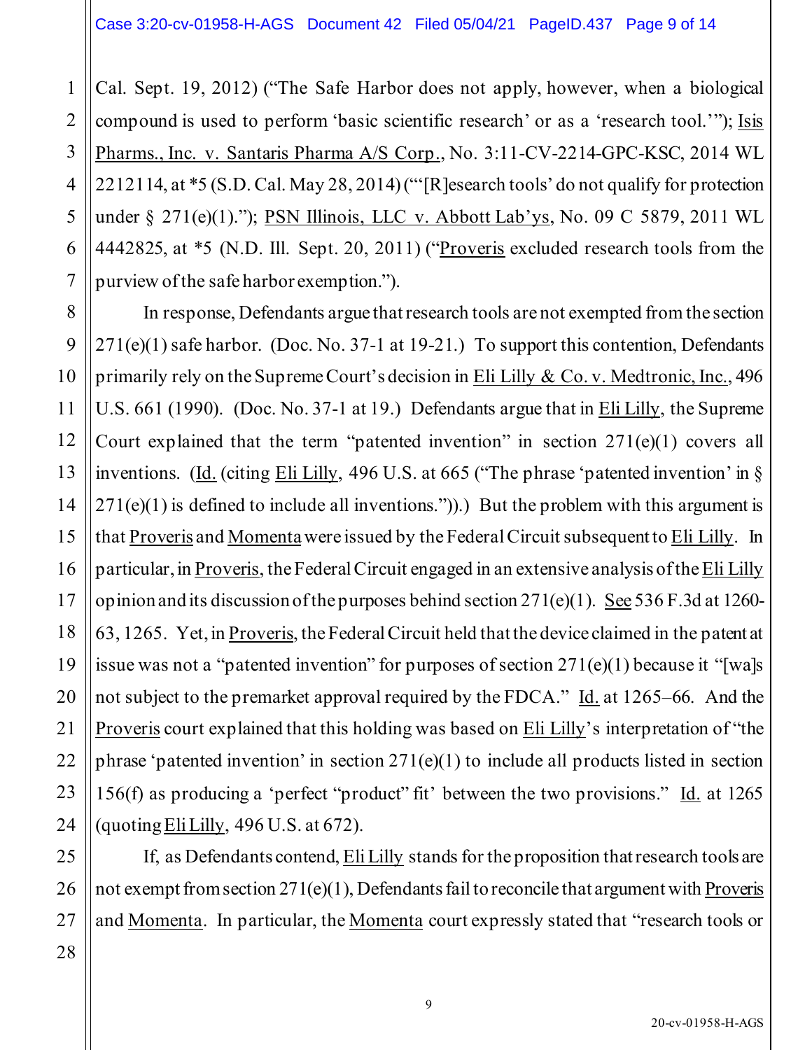Cal. Sept. 19, 2012) ("The Safe Harbor does not apply, however, when a biological compound is used to perform 'basic scientific research' or as a 'research tool.'"); Isis Pharms., Inc. v. Santaris Pharma A/S Corp., No. 3:11-CV-2214-GPC-KSC, 2014 WL 2212114, at *5 (S.D. Cal. May 28, 2014) ("'[R]esearch tools' do not qualify for protection under § 271(e)(1)."); PSN Illinois, LLC v. Abbott Lab'ys, No. 09 C 5879, 2011 WL 4442825, at *5 (N.D. Ill. Sept. 20, 2011) ("Proveris excluded research tools from the purview of the safe harbor exemption.").

In response, Defendants argue that research tools are not exempted from the section 271(e)(1) safe harbor. (Doc. No. 37-1 at 19-21.) To support this contention, Defendants primarily rely on the Supreme Court's decision in Eli Lilly & Co. v. Medtronic, Inc., 496 U.S. 661 (1990). (Doc. No. 37-1 at 19.) Defendants argue that in Eli Lilly, the Supreme Court explained that the term "patented invention" in section 271(e)(1) covers all inventions. (Id. (citing Eli Lilly, 496 U.S. at 665 ("The phrase 'patented invention' in § 271(e)(1) is defined to include all inventions.")).) But the problem with this argument is that Proveris and Momenta were issued by the Federal Circuit subsequent to Eli Lilly. In particular, in Proveris, the Federal Circuit engaged in an extensive analysis of the Eli Lilly opinion and its discussion of the purposes behind section 271(e)(1). See 536 F.3d at 1260-63, 1265. Yet, in Proveris, the Federal Circuit held that the device claimed in the patent at issue was not a "patented invention" for purposes of section 271(e)(1) because it "[wa]s not subject to the premarket approval required by the FDCA." Id. at 1265–66. And the Proveris court explained that this holding was based on Eli Lilly's interpretation of "the phrase 'patented invention' in section 271(e)(1) to include all products listed in section 156(f) as producing a 'perfect "product" fit' between the two provisions." Id. at 1265 (quoting Eli Lilly, 496 U.S. at 672).

If, as Defendants contend, Eli Lilly stands for the proposition that research tools are not exempt from section 271(e)(1), Defendants fail to reconcile that argument with Proveris and Momenta. In particular, the Momenta court expressly stated that "research tools or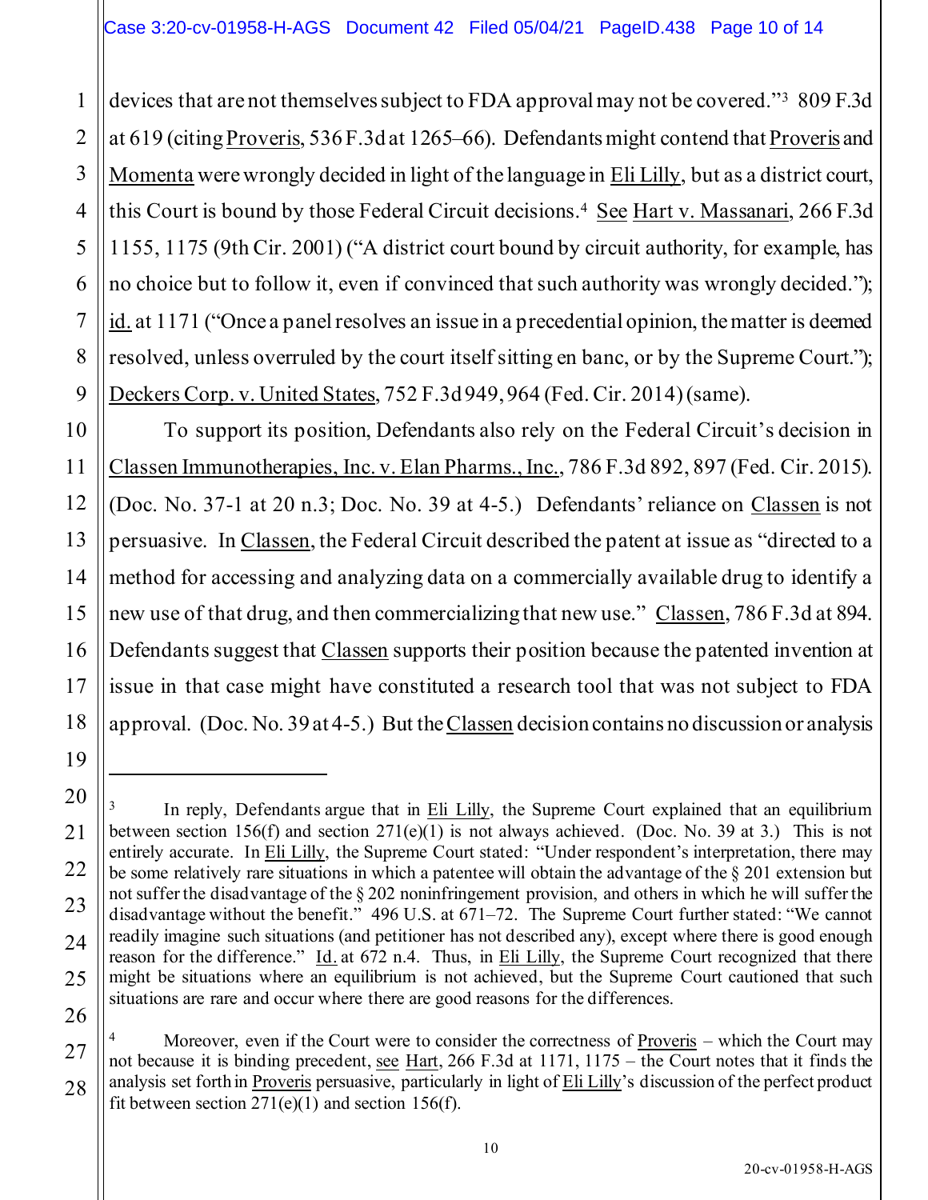devices that are not themselves subject to FDA approval may not be covered."[3] 809 F.3d at 619 (citing Proveris, 536 F.3d at 1265–66). Defendants might contend that Proveris and Momenta were wrongly decided in light of the language in Eli Lilly, but as a district court, this Court is bound by those Federal Circuit decisions.[4] See Hart v. Massanari, 266 F.3d 1155, 1175 (9th Cir. 2001) ("A district court bound by circuit authority, for example, has no choice but to follow it, even if convinced that such authority was wrongly decided."); id. at 1171 ("Once a panel resolves an issue in a precedential opinion, the matter is deemed resolved, unless overruled by the court itself sitting en banc, or by the Supreme Court."); Deckers Corp. v. United States, 752 F.3d 949, 964 (Fed. Cir. 2014) (same).

To support its position, Defendants also rely on the Federal Circuit's decision in Classen Immunotherapies, Inc. v. Elan Pharms., Inc., 786 F.3d 892, 897 (Fed. Cir. 2015). (Doc. No. 37-1 at 20 n.3; Doc. No. 39 at 4-5.) Defendants' reliance on Classen is not persuasive. In Classen, the Federal Circuit described the patent at issue as "directed to a method for accessing and analyzing data on a commercially available drug to identify a new use of that drug, and then commercializing that new use." Classen, 786 F.3d at 894. Defendants suggest that Classen supports their position because the patented invention at issue in that case might have constituted a research tool that was not subject to FDA approval. (Doc. No. 39 at 4-5.) But the Classen decision contains no discussion or analysis

---

[3] In reply, Defendants argue that in Eli Lilly, the Supreme Court explained that an equilibrium between section 156(f) and section 271(e)(1) is not always achieved. (Doc. No. 39 at 3.) This is not entirely accurate. In Eli Lilly, the Supreme Court stated: "Under respondent's interpretation, there may be some relatively rare situations in which a patentee will obtain the advantage of the § 201 extension but not suffer the disadvantage of the § 202 noninfringement provision, and others in which he will suffer the disadvantage without the benefit." 496 U.S. at 671–72. The Supreme Court further stated: "We cannot readily imagine such situations (and petitioner has not described any), except where there is good enough reason for the difference." Id. at 672 n.4. Thus, in Eli Lilly, the Supreme Court recognized that there might be situations where an equilibrium is not achieved, but the Supreme Court cautioned that such situations are rare and occur where there are good reasons for the differences.

[4] Moreover, even if the Court were to consider the correctness of Proveris – which the Court may not because it is binding precedent, see Hart, 266 F.3d at 1171, 1175 – the Court notes that it finds the analysis set forth in Proveris persuasive, particularly in light of Eli Lilly's discussion of the perfect product fit between section 271(e)(1) and section 156(f).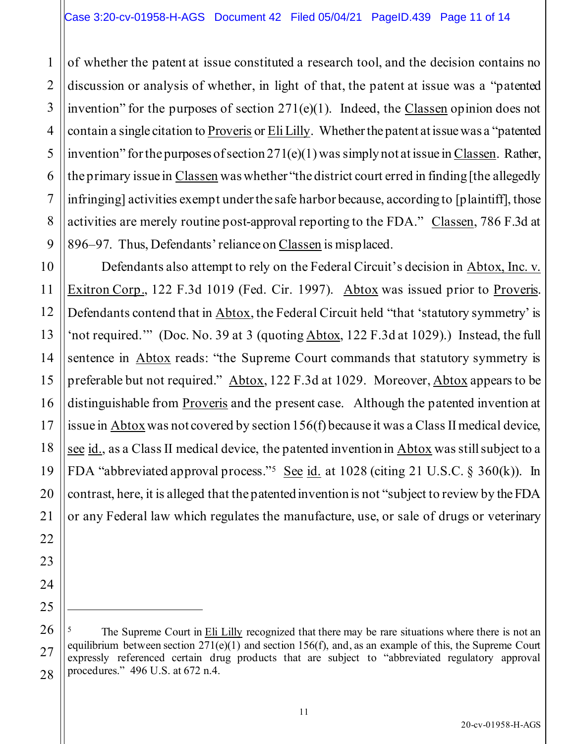of whether the patent at issue constituted a research tool, and the decision contains no discussion or analysis of whether, in light of that, the patent at issue was a "patented invention" for the purposes of section 271(e)(1). Indeed, the Classen opinion does not contain a single citation to Proveris or Eli Lilly. Whether the patent at issue was a "patented invention" for the purposes of section 271(e)(1) was simply not at issue in Classen. Rather, the primary issue in Classen was whether "the district court erred in finding [the allegedly infringing] activities exempt under the safe harbor because, according to [plaintiff], those activities are merely routine post-approval reporting to the FDA." Classen, 786 F.3d at 896–97. Thus, Defendants' reliance on Classen is misplaced.

Defendants also attempt to rely on the Federal Circuit's decision in Abtox, Inc. v. Exitron Corp., 122 F.3d 1019 (Fed. Cir. 1997). Abtox was issued prior to Proveris. Defendants contend that in Abtox, the Federal Circuit held "that 'statutory symmetry' is 'not required.'" (Doc. No. 39 at 3 (quoting Abtox, 122 F.3d at 1029).) Instead, the full sentence in Abtox reads: "the Supreme Court commands that statutory symmetry is preferable but not required." Abtox, 122 F.3d at 1029. Moreover, Abtox appears to be distinguishable from Proveris and the present case. Although the patented invention at issue in Abtox was not covered by section 156(f) because it was a Class II medical device, see id., as a Class II medical device, the patented invention in Abtox was still subject to a FDA "abbreviated approval process."[5] See id. at 1028 (citing 21 U.S.C. § 360(k)). In contrast, here, it is alleged that the patented invention is not "subject to review by the FDA or any Federal law which regulates the manufacture, use, or sale of drugs or veterinary

---

[5] The Supreme Court in Eli Lilly recognized that there may be rare situations where there is not an equilibrium between section 271(e)(1) and section 156(f), and, as an example of this, the Supreme Court expressly referenced certain drug products that are subject to "abbreviated regulatory approval procedures." 496 U.S. at 672 n.4.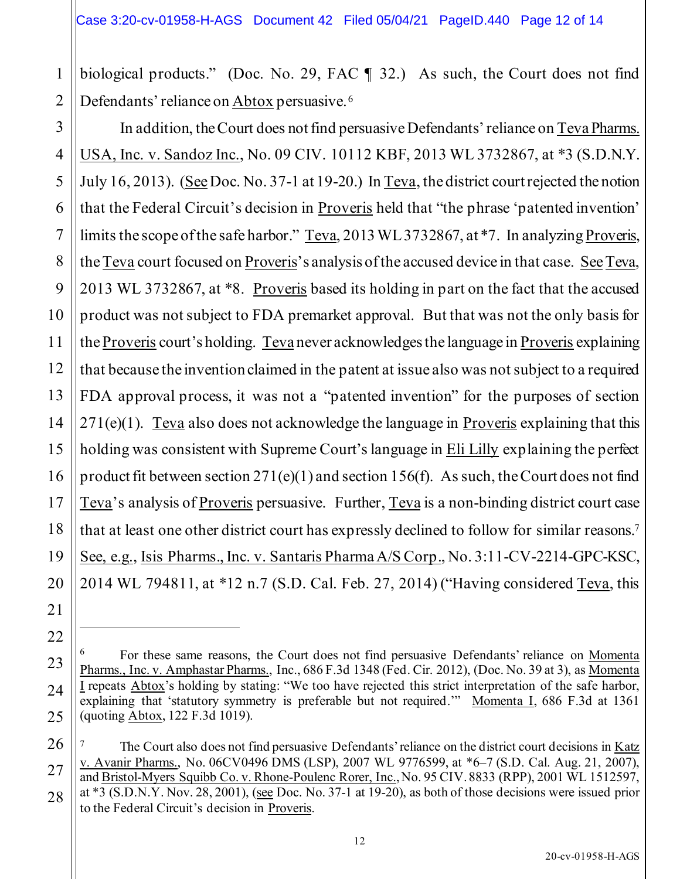biological products." (Doc. No. 29, FAC ¶ 32.) As such, the Court does not find Defendants' reliance on Abtox persuasive.[6]

In addition, the Court does not find persuasive Defendants' reliance on Teva Pharms. USA, Inc. v. Sandoz Inc., No. 09 CIV. 10112 KBF, 2013 WL 3732867, at *3 (S.D.N.Y. July 16, 2013). (See Doc. No. 37-1 at 19-20.) In Teva, the district court rejected the notion that the Federal Circuit's decision in Proveris held that "the phrase 'patented invention' limits the scope of the safe harbor." Teva, 2013 WL 3732867, at *7. In analyzing Proveris, the Teva court focused on Proveris's analysis of the accused device in that case. See Teva, 2013 WL 3732867, at *8. Proveris based its holding in part on the fact that the accused product was not subject to FDA premarket approval. But that was not the only basis for the Proveris court's holding. Teva never acknowledges the language in Proveris explaining that because the invention claimed in the patent at issue also was not subject to a required FDA approval process, it was not a "patented invention" for the purposes of section 271(e)(1). Teva also does not acknowledge the language in Proveris explaining that this holding was consistent with Supreme Court's language in Eli Lilly explaining the perfect product fit between section 271(e)(1) and section 156(f). As such, the Court does not find Teva's analysis of Proveris persuasive. Further, Teva is a non-binding district court case that at least one other district court has expressly declined to follow for similar reasons.[7] See, e.g., Isis Pharms., Inc. v. Santaris Pharma A/S Corp., No. 3:11-CV-2214-GPC-KSC, 2014 WL 794811, at *12 n.7 (S.D. Cal. Feb. 27, 2014) ("Having considered Teva, this

---

[6] For these same reasons, the Court does not find persuasive Defendants' reliance on Momenta Pharms., Inc. v. Amphastar Pharms., Inc., 686 F.3d 1348 (Fed. Cir. 2012), (Doc. No. 39 at 3), as Momenta I repeats Abtox's holding by stating: "We too have rejected this strict interpretation of the safe harbor, explaining that 'statutory symmetry is preferable but not required.'" Momenta I, 686 F.3d at 1361 (quoting Abtox, 122 F.3d 1019).

[7] The Court also does not find persuasive Defendants' reliance on the district court decisions in Katz v. Avanir Pharms., No. 06CV0496 DMS (LSP), 2007 WL 9776599, at *6–7 (S.D. Cal. Aug. 21, 2007), and Bristol-Myers Squibb Co. v. Rhone-Poulenc Rorer, Inc., No. 95 CIV. 8833 (RPP), 2001 WL 1512597, at *3 (S.D.N.Y. Nov. 28, 2001), (see Doc. No. 37-1 at 19-20), as both of those decisions were issued prior to the Federal Circuit's decision in Proveris.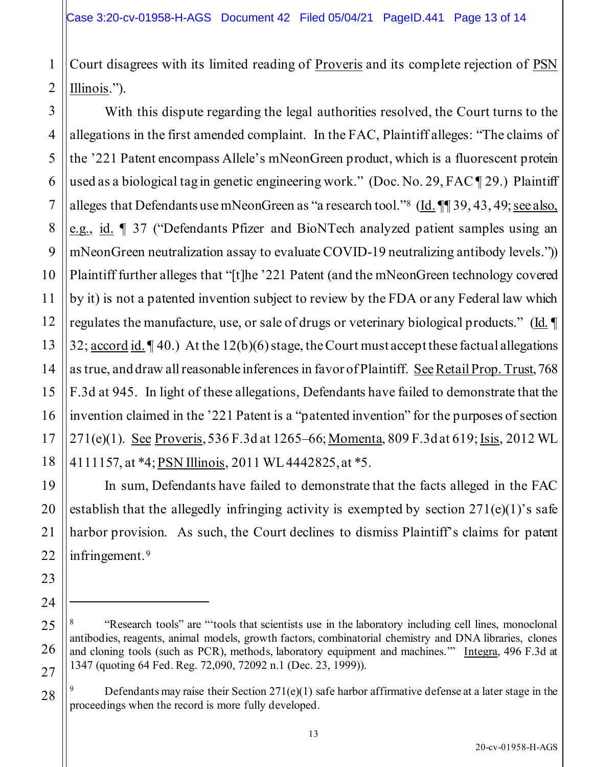Court disagrees with its limited reading of Proveris and its complete rejection of PSN Illinois.").

With this dispute regarding the legal authorities resolved, the Court turns to the allegations in the first amended complaint. In the FAC, Plaintiff alleges: "The claims of the '221 Patent encompass Allele's mNeonGreen product, which is a fluorescent protein used as a biological tag in genetic engineering work." (Doc. No. 29, FAC ¶ 29.) Plaintiff alleges that Defendants use mNeonGreen as "a research tool."[8] (Id. ¶¶ 39, 43, 49; see also, e.g., id. ¶ 37 ("Defendants Pfizer and BioNTech analyzed patient samples using an mNeonGreen neutralization assay to evaluate COVID-19 neutralizing antibody levels.")) Plaintiff further alleges that "[t]he '221 Patent (and the mNeonGreen technology covered by it) is not a patented invention subject to review by the FDA or any Federal law which regulates the manufacture, use, or sale of drugs or veterinary biological products." (Id. ¶ 32; accord id. ¶ 40.) At the 12(b)(6) stage, the Court must accept these factual allegations as true, and draw all reasonable inferences in favor of Plaintiff. See Retail Prop. Trust, 768 F.3d at 945. In light of these allegations, Defendants have failed to demonstrate that the invention claimed in the '221 Patent is a "patented invention" for the purposes of section 271(e)(1). See Proveris, 536 F.3d at 1265–66; Momenta, 809 F.3d at 619; Isis, 2012 WL 4111157, at *4; PSN Illinois, 2011 WL 4442825, at *5.

In sum, Defendants have failed to demonstrate that the facts alleged in the FAC establish that the allegedly infringing activity is exempted by section 271(e)(1)'s safe harbor provision. As such, the Court declines to dismiss Plaintiff's claims for patent infringement.[9]

---

[8] "Research tools" are "'tools that scientists use in the laboratory including cell lines, monoclonal antibodies, reagents, animal models, growth factors, combinatorial chemistry and DNA libraries, clones and cloning tools (such as PCR), methods, laboratory equipment and machines.'" Integra, 496 F.3d at 1347 (quoting 64 Fed. Reg. 72,090, 72092 n.1 (Dec. 23, 1999)).

[9] Defendants may raise their Section 271(e)(1) safe harbor affirmative defense at a later stage in the proceedings when the record is more fully developed.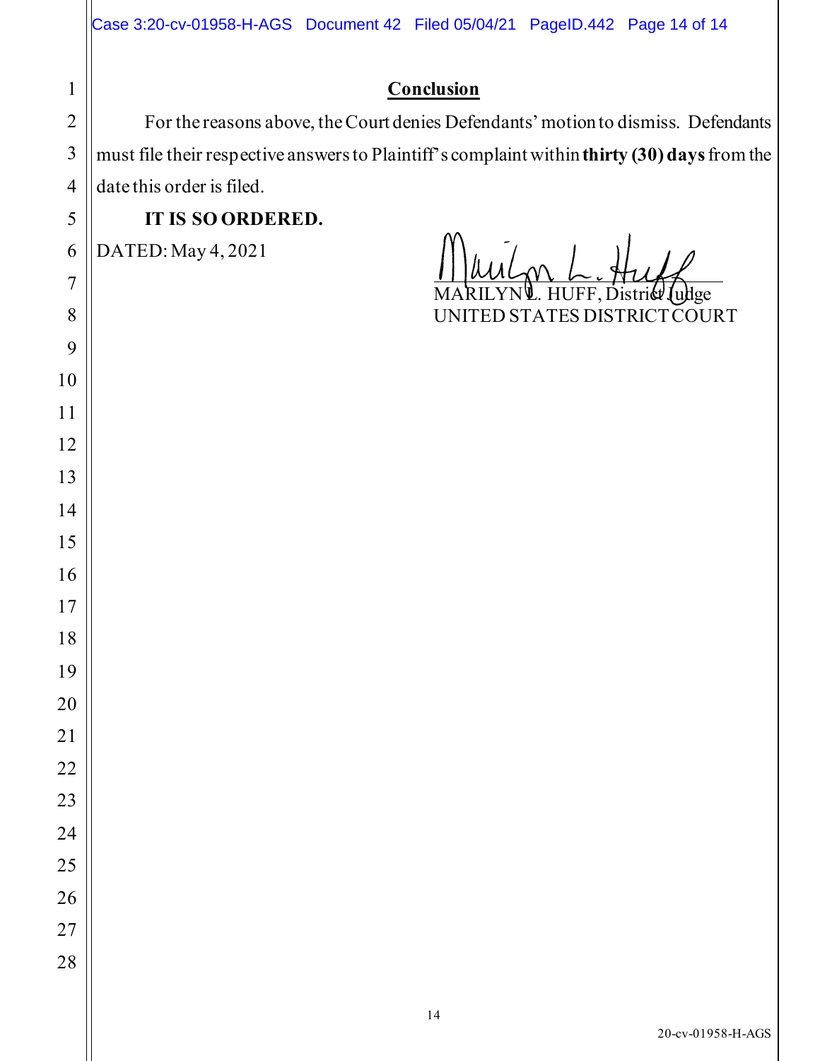## Conclusion

For the reasons above, the Court denies Defendants' motion to dismiss. Defendants must file their respective answers to Plaintiff's complaint within **thirty (30) days** from the date this order is filed.

**IT IS SO ORDERED.**

DATED: May 4, 2021

MARILYN L. HUFF, District Judge
UNITED STATES DISTRICT COURT